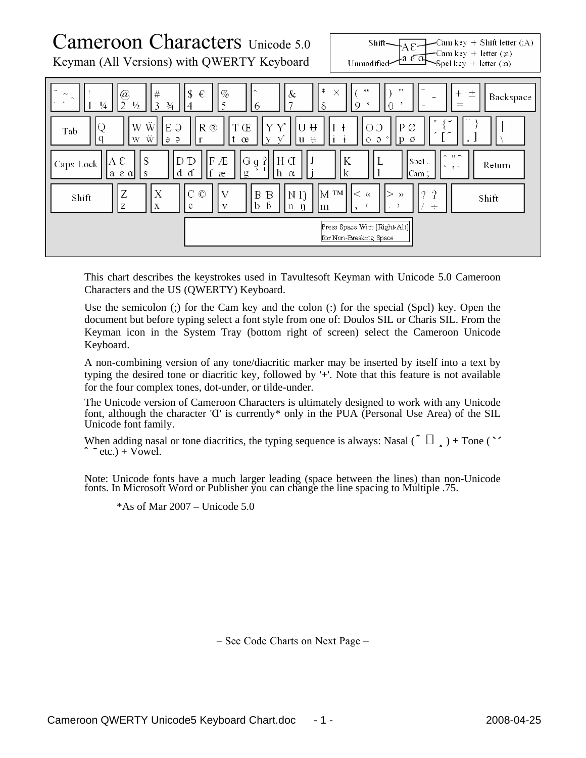# Cameroon Characters Unicode 5.0

Keyman (All Versions) with QWERTY Keyboard

This chart describes the keystrokes used in Tavultesoft Keyman with Unicode 5.0 Cameroon Characters and the US (QWERTY) Keyboard.

Use the semicolon (;) for the Cam key and the colon (:) for the special (Spcl) key. Open the document but before typing select a font style from one of: Doulos SIL or Charis SIL. From the Keyman icon in the System Tray (bottom right of screen) select the Cameroon Unicode Keyboard.

A non-combining version of any tone/diacritic marker may be inserted by itself into a text by typing the desired tone or diacritic key, followed by '+'. Note that this feature is not available for the four complex tones, dot-under, or tilde-under.

The Unicode version of Cameroon Characters is ultimately designed to work with any Unicode font, although the character 'Ɑ' is currently* only in the PUA (Personal Use Area) of the SIL Unicode font family.

When adding nasal or tone diacritics, the typing sequence is always: Nasal ( ̃ ̰ ̧ ) + Tone ( ̀ ́ ̂ ̄ etc.) + Vowel.

Note: Unicode fonts have a much larger leading (space between the lines) than non-Unicode fonts. In Microsoft Word or Publisher you can change the line spacing to Multiple .75.

*As of Mar 2007 – Unicode 5.0

– See Code Charts on Next Page –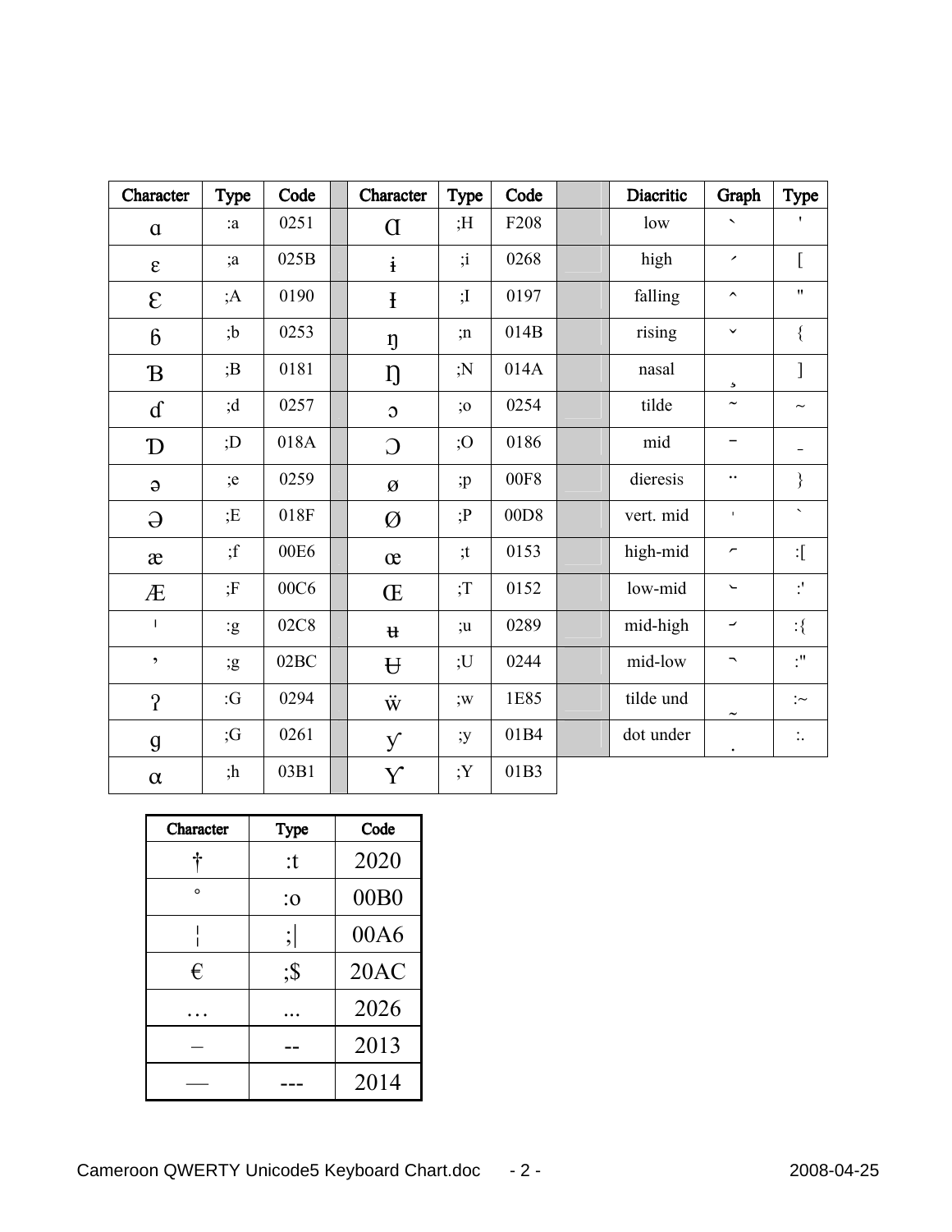| Character | Type | Code | | Character | Type | Code | | Diacritic | Graph | Type |
|---|---|---|---|---|---|---|---|---|---|---|
| ɑ | :a | 0251 | | Ɑ | ;H | F208 | | low | ˎ | ' |
| ɛ | ;a | 025B | | ɨ | ;i | 0268 | | high | ˏ | [ |
| Ɛ | ;A | 0190 | | Ɨ | ;I | 0197 | | falling | ˆ | " |
| ɓ | ;b | 0253 | | ŋ | ;n | 014B | | rising | ˇ | { |
| Ɓ | ;B | 0181 | | Ŋ | ;N | 014A | | nasal | ˛ | ] |
| ɗ | ;d | 0257 | | ɔ | ;o | 0254 | | tilde | ˜ | ~ |
| Ɗ | ;D | 018A | | Ɔ | ;O | 0186 | | mid | ¯ | _ |
| ə | ;e | 0259 | | ø | ;p | 00F8 | | dieresis | ¨ | } |
| Ə | ;E | 018F | | Ø | ;P | 00D8 | | vert. mid | ˈ | ` |
| æ | ;f | 00E6 | | œ | ;t | 0153 | | high-mid | ⌐ | :[ |
| Æ | ;F | 00C6 | | Œ | ;T | 0152 | | low-mid | ˻ | :' |
| ˈ | :g | 02C8 | | ʉ | ;u | 0289 | | mid-high | ˏ | :{ |
| ʼ | ;g | 02BC | | Ʉ | ;U | 0244 | | mid-low | ¬ | :" |
| ʔ | :G | 0294 | | ẅ | ;w | 1E85 | | tilde und | ˷ | :~ |
| ɡ | ;G | 0261 | | ƴ | ;y | 01B4 | | dot under | . | :. |
| α | ;h | 03B1 | | Ƴ | ;Y | 01B3 | | | | |

| Character | Type | Code |
|---|---|---|
| † | :t | 2020 |
| ° | :o | 00B0 |
| ¦ | ;\| | 00A6 |
| € | ;$ | 20AC |
| … | ... | 2026 |
| – | -- | 2013 |
| — | --- | 2014 |